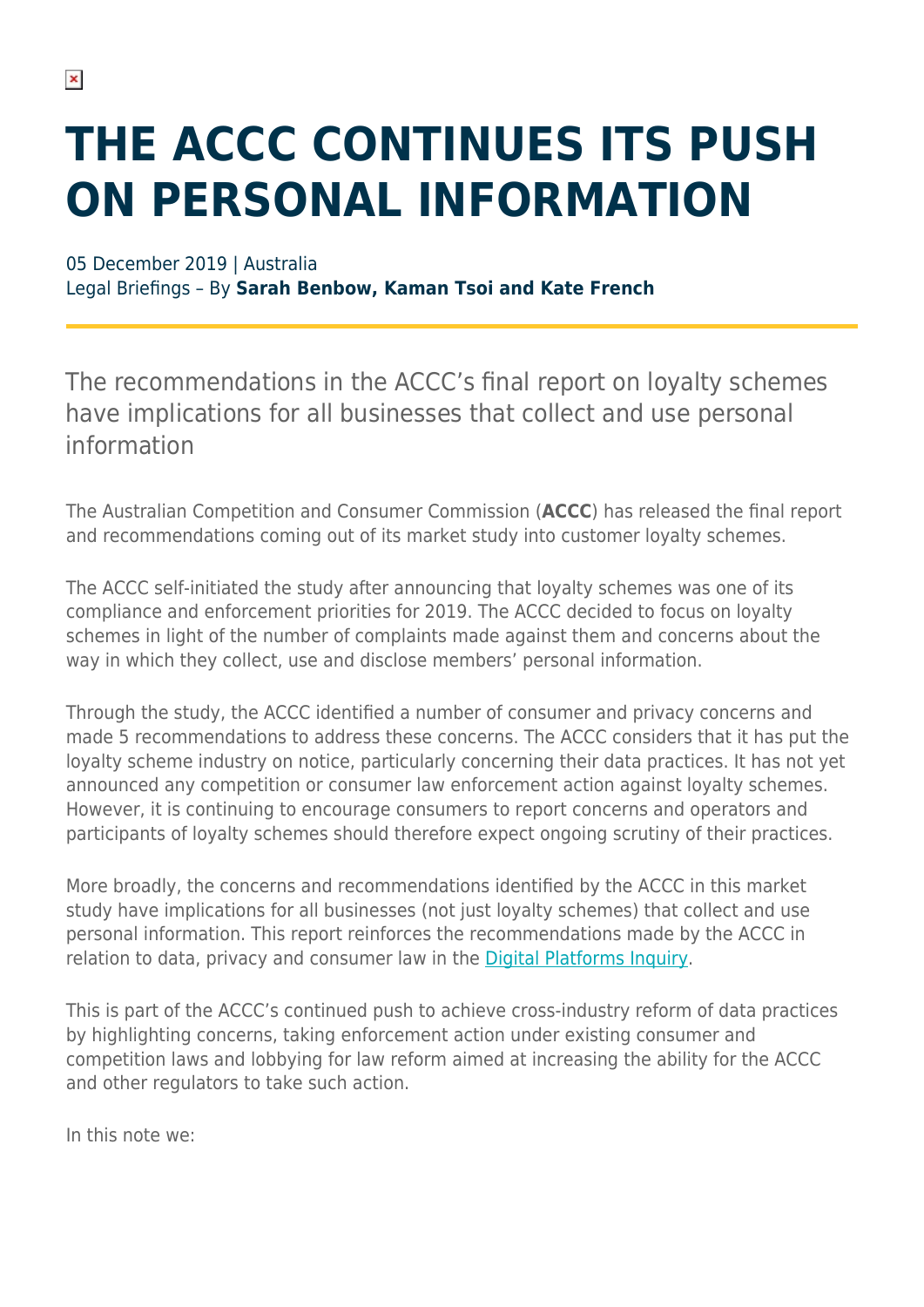# THE ACCC CONTINUES ITS PUSH ON PERSONAL INFORMATION

05 December 2019 | Australia
Legal Briefings – By **Sarah Benbow, Kaman Tsoi and Kate French**

The recommendations in the ACCC's final report on loyalty schemes have implications for all businesses that collect and use personal information

The Australian Competition and Consumer Commission (**ACCC**) has released the final report and recommendations coming out of its market study into customer loyalty schemes.

The ACCC self-initiated the study after announcing that loyalty schemes was one of its compliance and enforcement priorities for 2019. The ACCC decided to focus on loyalty schemes in light of the number of complaints made against them and concerns about the way in which they collect, use and disclose members' personal information.

Through the study, the ACCC identified a number of consumer and privacy concerns and made 5 recommendations to address these concerns. The ACCC considers that it has put the loyalty scheme industry on notice, particularly concerning their data practices. It has not yet announced any competition or consumer law enforcement action against loyalty schemes. However, it is continuing to encourage consumers to report concerns and operators and participants of loyalty schemes should therefore expect ongoing scrutiny of their practices.

More broadly, the concerns and recommendations identified by the ACCC in this market study have implications for all businesses (not just loyalty schemes) that collect and use personal information. This report reinforces the recommendations made by the ACCC in relation to data, privacy and consumer law in the Digital Platforms Inquiry.

This is part of the ACCC's continued push to achieve cross-industry reform of data practices by highlighting concerns, taking enforcement action under existing consumer and competition laws and lobbying for law reform aimed at increasing the ability for the ACCC and other regulators to take such action.

In this note we: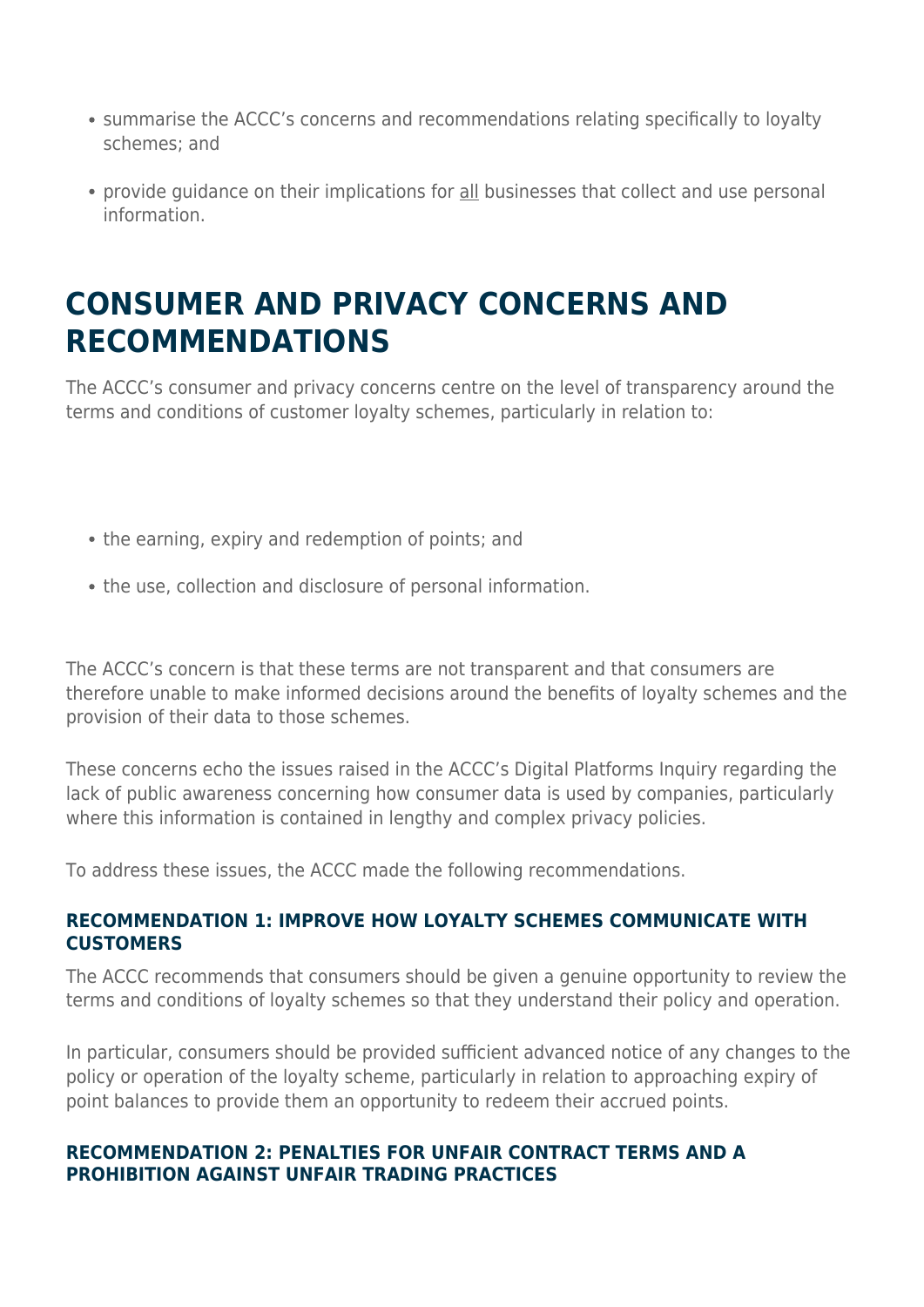- summarise the ACCC's concerns and recommendations relating specifically to loyalty schemes; and
- provide guidance on their implications for all businesses that collect and use personal information.

## CONSUMER AND PRIVACY CONCERNS AND RECOMMENDATIONS

The ACCC's consumer and privacy concerns centre on the level of transparency around the terms and conditions of customer loyalty schemes, particularly in relation to:

- the earning, expiry and redemption of points; and
- the use, collection and disclosure of personal information.

The ACCC's concern is that these terms are not transparent and that consumers are therefore unable to make informed decisions around the benefits of loyalty schemes and the provision of their data to those schemes.

These concerns echo the issues raised in the ACCC's Digital Platforms Inquiry regarding the lack of public awareness concerning how consumer data is used by companies, particularly where this information is contained in lengthy and complex privacy policies.

To address these issues, the ACCC made the following recommendations.

#### RECOMMENDATION 1: IMPROVE HOW LOYALTY SCHEMES COMMUNICATE WITH CUSTOMERS

The ACCC recommends that consumers should be given a genuine opportunity to review the terms and conditions of loyalty schemes so that they understand their policy and operation.

In particular, consumers should be provided sufficient advanced notice of any changes to the policy or operation of the loyalty scheme, particularly in relation to approaching expiry of point balances to provide them an opportunity to redeem their accrued points.

#### RECOMMENDATION 2: PENALTIES FOR UNFAIR CONTRACT TERMS AND A PROHIBITION AGAINST UNFAIR TRADING PRACTICES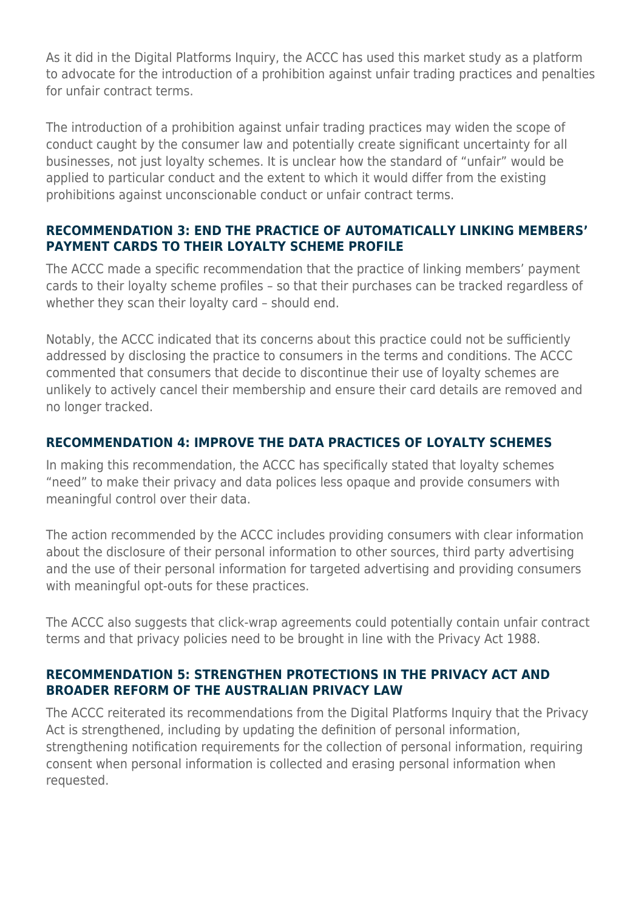As it did in the Digital Platforms Inquiry, the ACCC has used this market study as a platform to advocate for the introduction of a prohibition against unfair trading practices and penalties for unfair contract terms.

The introduction of a prohibition against unfair trading practices may widen the scope of conduct caught by the consumer law and potentially create significant uncertainty for all businesses, not just loyalty schemes. It is unclear how the standard of "unfair" would be applied to particular conduct and the extent to which it would differ from the existing prohibitions against unconscionable conduct or unfair contract terms.

### RECOMMENDATION 3: END THE PRACTICE OF AUTOMATICALLY LINKING MEMBERS' PAYMENT CARDS TO THEIR LOYALTY SCHEME PROFILE

The ACCC made a specific recommendation that the practice of linking members' payment cards to their loyalty scheme profiles – so that their purchases can be tracked regardless of whether they scan their loyalty card – should end.

Notably, the ACCC indicated that its concerns about this practice could not be sufficiently addressed by disclosing the practice to consumers in the terms and conditions. The ACCC commented that consumers that decide to discontinue their use of loyalty schemes are unlikely to actively cancel their membership and ensure their card details are removed and no longer tracked.

### RECOMMENDATION 4: IMPROVE THE DATA PRACTICES OF LOYALTY SCHEMES

In making this recommendation, the ACCC has specifically stated that loyalty schemes "need" to make their privacy and data polices less opaque and provide consumers with meaningful control over their data.

The action recommended by the ACCC includes providing consumers with clear information about the disclosure of their personal information to other sources, third party advertising and the use of their personal information for targeted advertising and providing consumers with meaningful opt-outs for these practices.

The ACCC also suggests that click-wrap agreements could potentially contain unfair contract terms and that privacy policies need to be brought in line with the Privacy Act 1988.

### RECOMMENDATION 5: STRENGTHEN PROTECTIONS IN THE PRIVACY ACT AND BROADER REFORM OF THE AUSTRALIAN PRIVACY LAW

The ACCC reiterated its recommendations from the Digital Platforms Inquiry that the Privacy Act is strengthened, including by updating the definition of personal information, strengthening notification requirements for the collection of personal information, requiring consent when personal information is collected and erasing personal information when requested.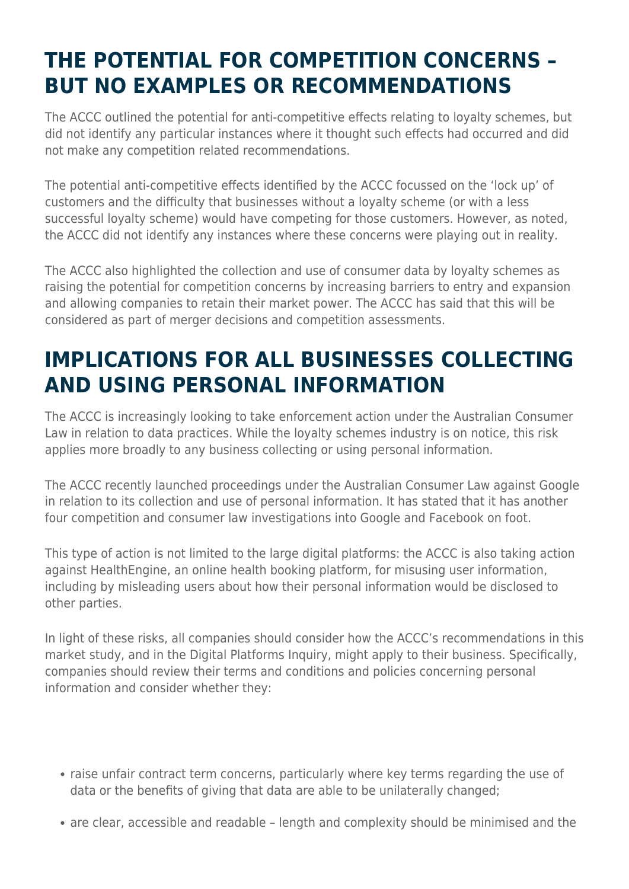## THE POTENTIAL FOR COMPETITION CONCERNS – BUT NO EXAMPLES OR RECOMMENDATIONS

The ACCC outlined the potential for anti-competitive effects relating to loyalty schemes, but did not identify any particular instances where it thought such effects had occurred and did not make any competition related recommendations.

The potential anti-competitive effects identified by the ACCC focussed on the 'lock up' of customers and the difficulty that businesses without a loyalty scheme (or with a less successful loyalty scheme) would have competing for those customers. However, as noted, the ACCC did not identify any instances where these concerns were playing out in reality.

The ACCC also highlighted the collection and use of consumer data by loyalty schemes as raising the potential for competition concerns by increasing barriers to entry and expansion and allowing companies to retain their market power. The ACCC has said that this will be considered as part of merger decisions and competition assessments.

## IMPLICATIONS FOR ALL BUSINESSES COLLECTING AND USING PERSONAL INFORMATION

The ACCC is increasingly looking to take enforcement action under the Australian Consumer Law in relation to data practices. While the loyalty schemes industry is on notice, this risk applies more broadly to any business collecting or using personal information.

The ACCC recently launched proceedings under the Australian Consumer Law against Google in relation to its collection and use of personal information. It has stated that it has another four competition and consumer law investigations into Google and Facebook on foot.

This type of action is not limited to the large digital platforms: the ACCC is also taking action against HealthEngine, an online health booking platform, for misusing user information, including by misleading users about how their personal information would be disclosed to other parties.

In light of these risks, all companies should consider how the ACCC's recommendations in this market study, and in the Digital Platforms Inquiry, might apply to their business. Specifically, companies should review their terms and conditions and policies concerning personal information and consider whether they:

- raise unfair contract term concerns, particularly where key terms regarding the use of data or the benefits of giving that data are able to be unilaterally changed;
- are clear, accessible and readable – length and complexity should be minimised and the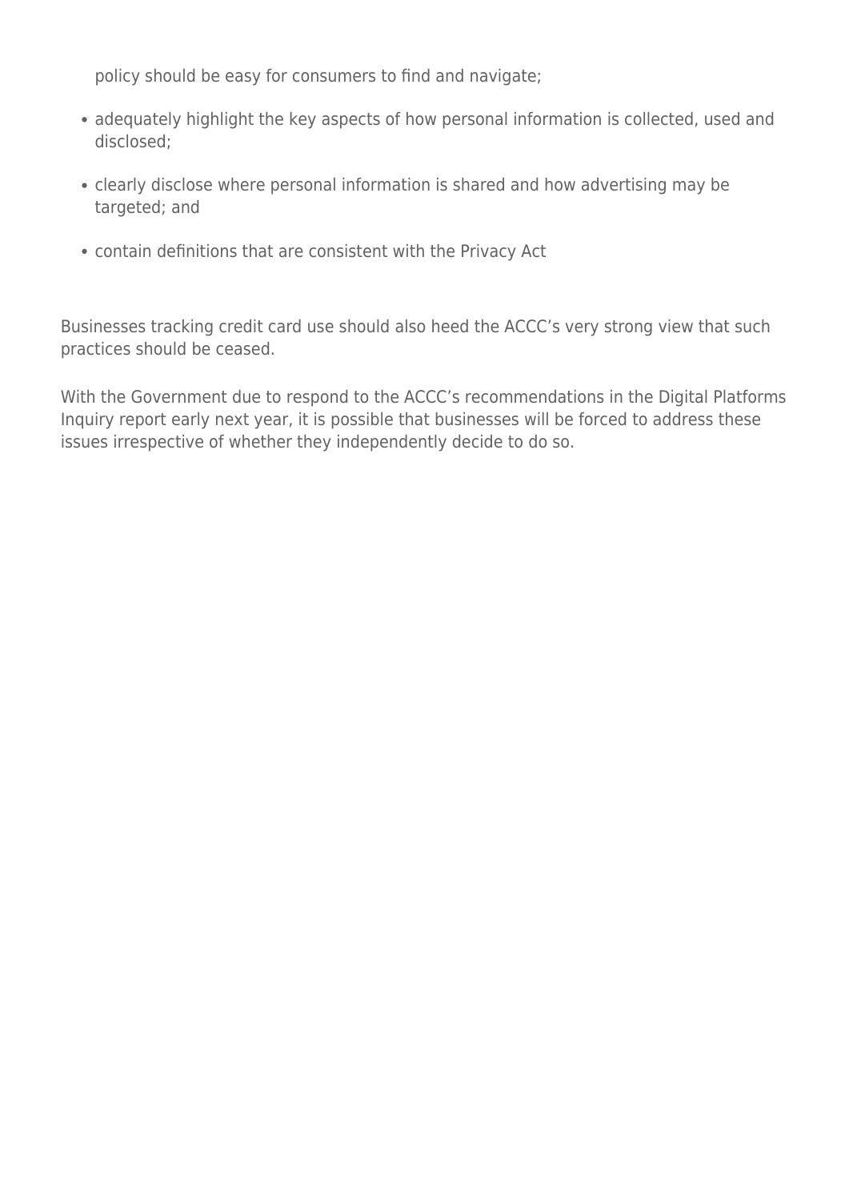policy should be easy for consumers to find and navigate;

- adequately highlight the key aspects of how personal information is collected, used and disclosed;
- clearly disclose where personal information is shared and how advertising may be targeted; and
- contain definitions that are consistent with the Privacy Act

Businesses tracking credit card use should also heed the ACCC's very strong view that such practices should be ceased.

With the Government due to respond to the ACCC's recommendations in the Digital Platforms Inquiry report early next year, it is possible that businesses will be forced to address these issues irrespective of whether they independently decide to do so.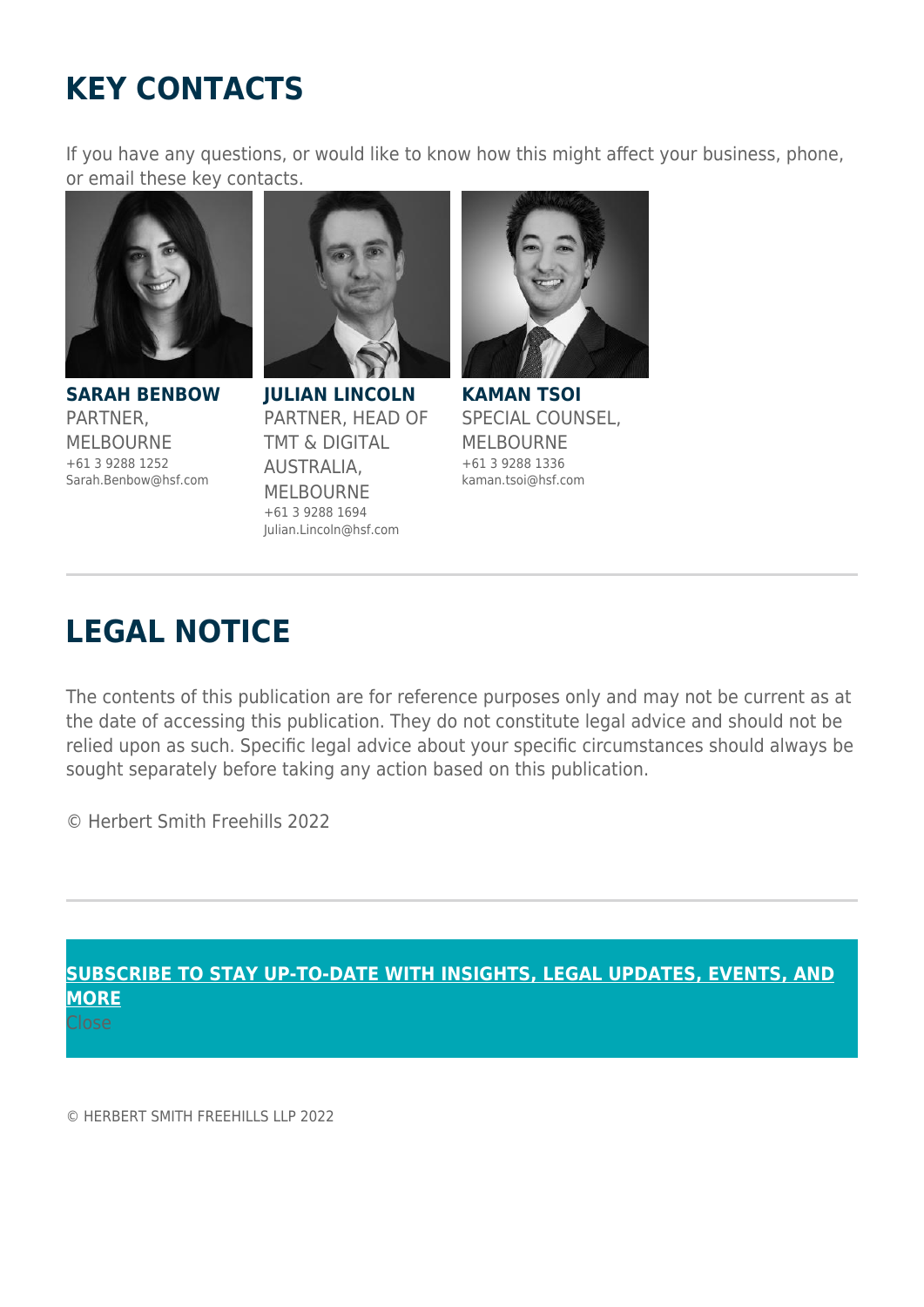## KEY CONTACTS

If you have any questions, or would like to know how this might affect your business, phone, or email these key contacts.

**SARAH BENBOW**
PARTNER, MELBOURNE
+61 3 9288 1252
Sarah.Benbow@hsf.com

**JULIAN LINCOLN**
PARTNER, HEAD OF TMT & DIGITAL AUSTRALIA, MELBOURNE
+61 3 9288 1694
Julian.Lincoln@hsf.com

**KAMAN TSOI**
SPECIAL COUNSEL, MELBOURNE
+61 3 9288 1336
kaman.tsoi@hsf.com

## LEGAL NOTICE

The contents of this publication are for reference purposes only and may not be current as at the date of accessing this publication. They do not constitute legal advice and should not be relied upon as such. Specific legal advice about your specific circumstances should always be sought separately before taking any action based on this publication.

© Herbert Smith Freehills 2022

**SUBSCRIBE TO STAY UP-TO-DATE WITH INSIGHTS, LEGAL UPDATES, EVENTS, AND MORE**

Close

© HERBERT SMITH FREEHILLS LLP 2022